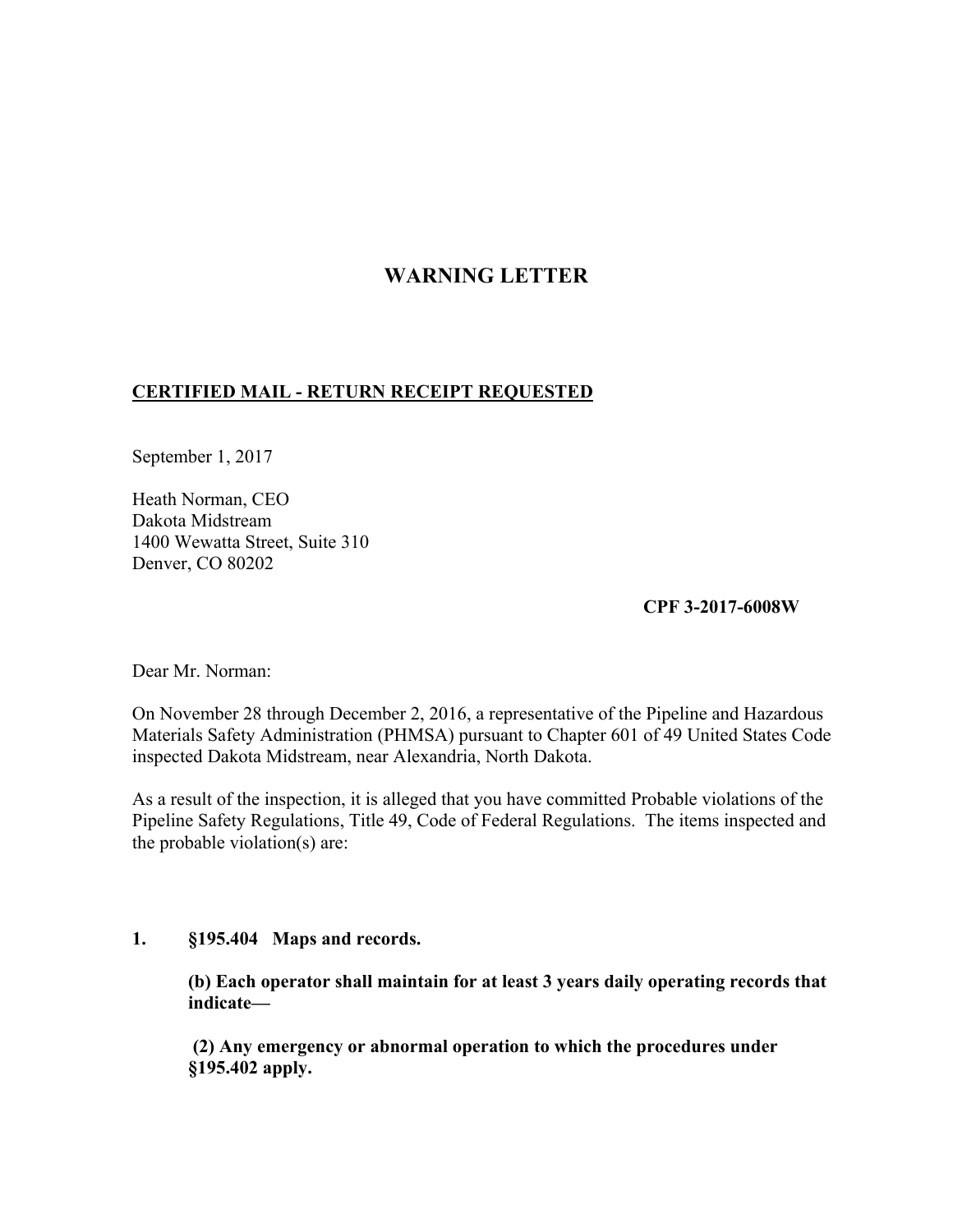# WARNING LETTER

**CERTIFIED MAIL - RETURN RECEIPT REQUESTED**

September 1, 2017

Heath Norman, CEO
Dakota Midstream
1400 Wewatta Street, Suite 310
Denver, CO 80202

**CPF 3-2017-6008W**

Dear Mr. Norman:

On November 28 through December 2, 2016, a representative of the Pipeline and Hazardous Materials Safety Administration (PHMSA) pursuant to Chapter 601 of 49 United States Code inspected Dakota Midstream, near Alexandria, North Dakota.

As a result of the inspection, it is alleged that you have committed Probable violations of the Pipeline Safety Regulations, Title 49, Code of Federal Regulations. The items inspected and the probable violation(s) are:

**1. §195.404 Maps and records.**

**(b) Each operator shall maintain for at least 3 years daily operating records that indicate—**

**(2) Any emergency or abnormal operation to which the procedures under §195.402 apply.**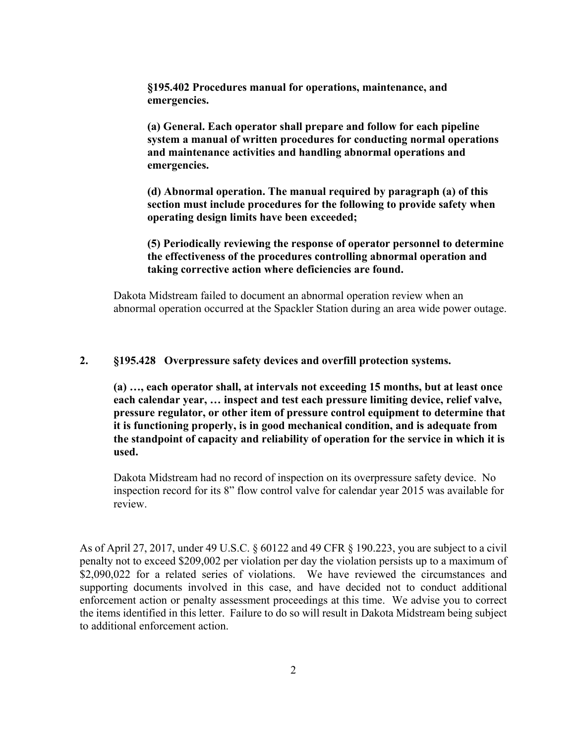**§195.402 Procedures manual for operations, maintenance, and emergencies.**

**(a) General. Each operator shall prepare and follow for each pipeline system a manual of written procedures for conducting normal operations and maintenance activities and handling abnormal operations and emergencies.**

**(d) Abnormal operation. The manual required by paragraph (a) of this section must include procedures for the following to provide safety when operating design limits have been exceeded;**

**(5) Periodically reviewing the response of operator personnel to determine the effectiveness of the procedures controlling abnormal operation and taking corrective action where deficiencies are found.**

Dakota Midstream failed to document an abnormal operation review when an abnormal operation occurred at the Spackler Station during an area wide power outage.

**2. §195.428 Overpressure safety devices and overfill protection systems.**

**(a) …, each operator shall, at intervals not exceeding 15 months, but at least once each calendar year, … inspect and test each pressure limiting device, relief valve, pressure regulator, or other item of pressure control equipment to determine that it is functioning properly, is in good mechanical condition, and is adequate from the standpoint of capacity and reliability of operation for the service in which it is used.**

Dakota Midstream had no record of inspection on its overpressure safety device. No inspection record for its 8" flow control valve for calendar year 2015 was available for review.

As of April 27, 2017, under 49 U.S.C. § 60122 and 49 CFR § 190.223, you are subject to a civil penalty not to exceed $209,002 per violation per day the violation persists up to a maximum of $2,090,022 for a related series of violations. We have reviewed the circumstances and supporting documents involved in this case, and have decided not to conduct additional enforcement action or penalty assessment proceedings at this time. We advise you to correct the items identified in this letter. Failure to do so will result in Dakota Midstream being subject to additional enforcement action.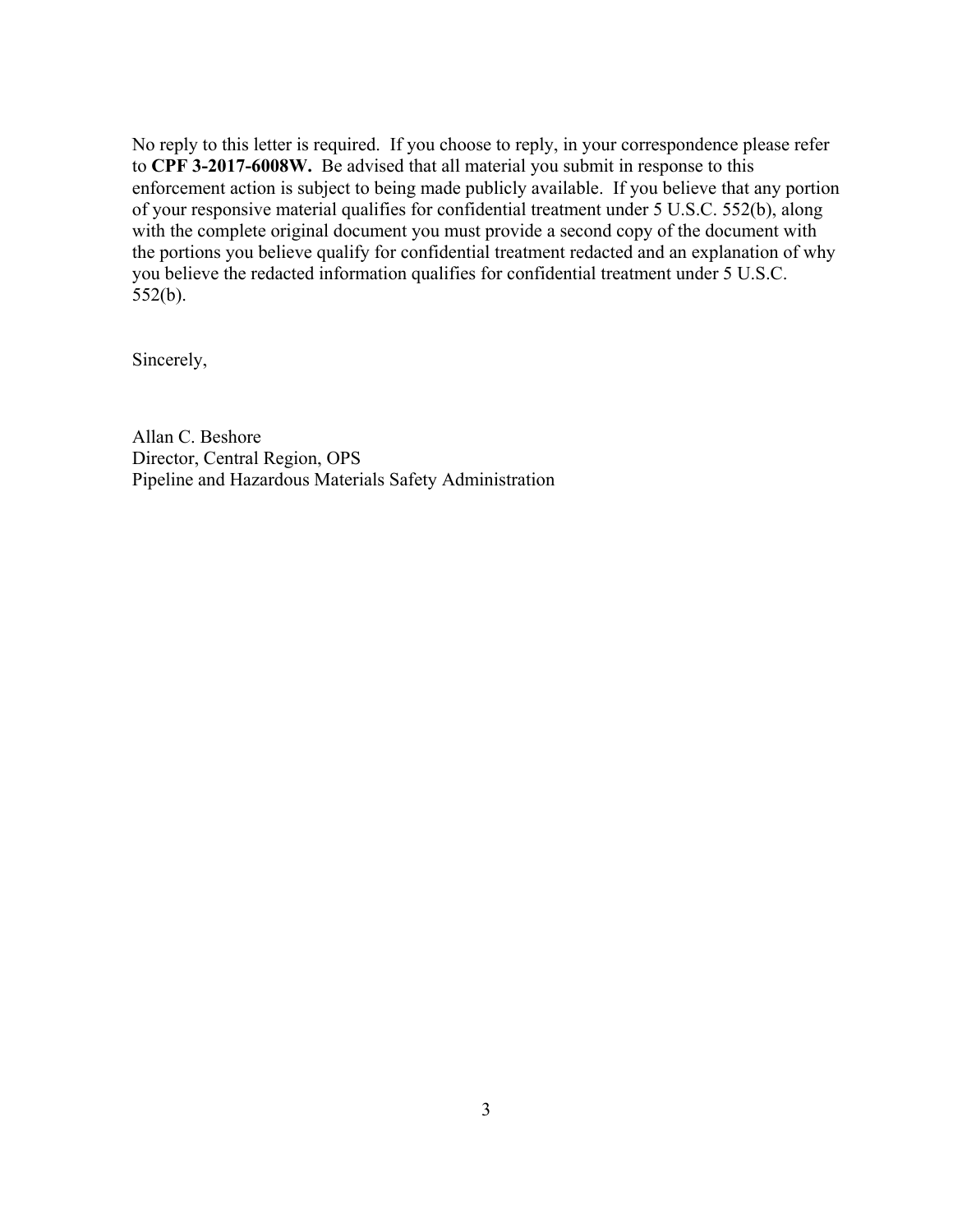No reply to this letter is required. If you choose to reply, in your correspondence please refer to **CPF 3-2017-6008W.** Be advised that all material you submit in response to this enforcement action is subject to being made publicly available. If you believe that any portion of your responsive material qualifies for confidential treatment under 5 U.S.C. 552(b), along with the complete original document you must provide a second copy of the document with the portions you believe qualify for confidential treatment redacted and an explanation of why you believe the redacted information qualifies for confidential treatment under 5 U.S.C. 552(b).

Sincerely,

Allan C. Beshore
Director, Central Region, OPS
Pipeline and Hazardous Materials Safety Administration